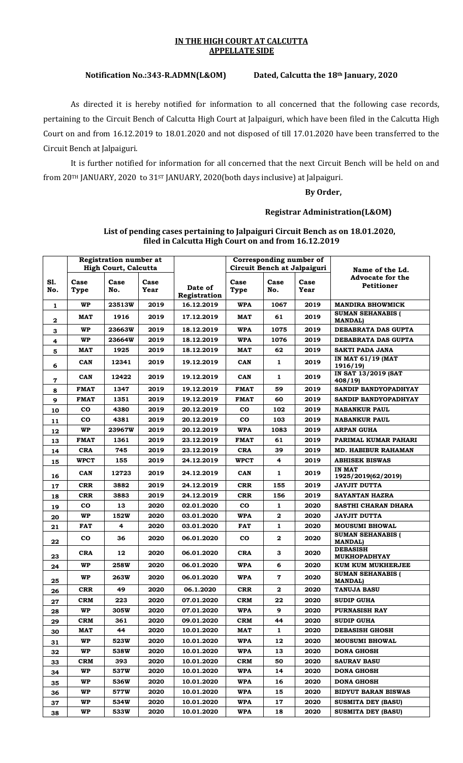**IN THE HIGH COURT AT CALCUTTA**
**APPELLATE SIDE**

**Notification No.:343-R.ADMN(L&OM)** **Dated, Calcutta the 18th January, 2020**

As directed it is hereby notified for information to all concerned that the following case records, pertaining to the Circuit Bench of Calcutta High Court at Jalpaiguri, which have been filed in the Calcutta High Court on and from 16.12.2019 to 18.01.2020 and not disposed of till 17.01.2020 have been transferred to the Circuit Bench at Jalpaiguri.

It is further notified for information for all concerned that the next Circuit Bench will be held on and from 20TH JANUARY, 2020 to 31ST JANUARY, 2020(both days inclusive) at Jalpaiguri.

**By Order,**

**Registrar Administration(L&OM)**

**List of pending cases pertaining to Jalpaiguri Circuit Bench as on 18.01.2020, filed in Calcutta High Court on and from 16.12.2019**

| | Registration number at High Court, Calcutta | | | | Corresponding number of Circuit Bench at Jalpaiguri | | | Name of the Ld. Advocate for the Petitioner |
|---|---|---|---|---|---|---|---|---|
| **Sl. No.** | **Case Type** | **Case No.** | **Case Year** | **Date of Registration** | **Case Type** | **Case No.** | **Case Year** | |
| 1 | WP | 23513W | 2019 | 16.12.2019 | WPA | 1067 | 2019 | MANDIRA BHOWMICK |
| 2 | MAT | 1916 | 2019 | 17.12.2019 | MAT | 61 | 2019 | SUMAN SEHANABIS ( MANDAL) |
| 3 | WP | 23663W | 2019 | 18.12.2019 | WPA | 1075 | 2019 | DEBABRATA DAS GUPTA |
| 4 | WP | 23664W | 2019 | 18.12.2019 | WPA | 1076 | 2019 | DEBABRATA DAS GUPTA |
| 5 | MAT | 1925 | 2019 | 18.12.2019 | MAT | 62 | 2019 | SAKTI PADA JANA |
| 6 | CAN | 12341 | 2019 | 19.12.2019 | CAN | 1 | 2019 | IN MAT 61/19 (MAT 1916/19) |
| 7 | CAN | 12422 | 2019 | 19.12.2019 | CAN | 1 | 2019 | IN SAT 13/2019 (SAT 408/19) |
| 8 | FMAT | 1347 | 2019 | 19.12.2019 | FMAT | 59 | 2019 | SANDIP BANDYOPADHYAY |
| 9 | FMAT | 1351 | 2019 | 19.12.2019 | FMAT | 60 | 2019 | SANDIP BANDYOPADHYAY |
| 10 | CO | 4380 | 2019 | 20.12.2019 | CO | 102 | 2019 | NABANKUR PAUL |
| 11 | CO | 4381 | 2019 | 20.12.2019 | CO | 103 | 2019 | NABANKUR PAUL |
| 12 | WP | 23967W | 2019 | 20.12.2019 | WPA | 1083 | 2019 | ARPAN GUHA |
| 13 | FMAT | 1361 | 2019 | 23.12.2019 | FMAT | 61 | 2019 | PARIMAL KUMAR PAHARI |
| 14 | CRA | 745 | 2019 | 23.12.2019 | CRA | 39 | 2019 | MD. HABIBUR RAHAMAN |
| 15 | WPCT | 155 | 2019 | 24.12.2019 | WPCT | 4 | 2019 | ABHISEK BISWAS |
| 16 | CAN | 12723 | 2019 | 24.12.2019 | CAN | 1 | 2019 | IN MAT 1925/2019(62/2019) |
| 17 | CRR | 3882 | 2019 | 24.12.2019 | CRR | 155 | 2019 | JAYJIT DUTTA |
| 18 | CRR | 3883 | 2019 | 24.12.2019 | CRR | 156 | 2019 | SAYANTAN HAZRA |
| 19 | CO | 13 | 2020 | 02.01.2020 | CO | 1 | 2020 | SASTHI CHARAN DHARA |
| 20 | WP | 152W | 2020 | 03.01.2020 | WPA | 2 | 2020 | JAYJIT DUTTA |
| 21 | FAT | 4 | 2020 | 03.01.2020 | FAT | 1 | 2020 | MOUSUMI BHOWAL |
| 22 | CO | 36 | 2020 | 06.01.2020 | CO | 2 | 2020 | SUMAN SEHANABIS ( MANDAL) |
| 23 | CRA | 12 | 2020 | 06.01.2020 | CRA | 3 | 2020 | DEBASISH MUKHOPADHYAY |
| 24 | WP | 258W | 2020 | 06.01.2020 | WPA | 6 | 2020 | KUM KUM MUKHERJEE |
| 25 | WP | 263W | 2020 | 06.01.2020 | WPA | 7 | 2020 | SUMAN SEHANABIS ( MANDAL) |
| 26 | CRR | 49 | 2020 | 06.1.2020 | CRR | 2 | 2020 | TANUJA BASU |
| 27 | CRM | 223 | 2020 | 07.01.2020 | CRM | 22 | 2020 | SUDIP GUHA |
| 28 | WP | 305W | 2020 | 07.01.2020 | WPA | 9 | 2020 | PURNASISH RAY |
| 29 | CRM | 361 | 2020 | 09.01.2020 | CRM | 44 | 2020 | SUDIP GUHA |
| 30 | MAT | 44 | 2020 | 10.01.2020 | MAT | 1 | 2020 | DEBASISH GHOSH |
| 31 | WP | 523W | 2020 | 10.01.2020 | WPA | 12 | 2020 | MOUSUMI BHOWAL |
| 32 | WP | 538W | 2020 | 10.01.2020 | WPA | 13 | 2020 | DONA GHOSH |
| 33 | CRM | 393 | 2020 | 10.01.2020 | CRM | 50 | 2020 | SAURAV BASU |
| 34 | WP | 537W | 2020 | 10.01.2020 | WPA | 14 | 2020 | DONA GHOSH |
| 35 | WP | 536W | 2020 | 10.01.2020 | WPA | 16 | 2020 | DONA GHOSH |
| 36 | WP | 577W | 2020 | 10.01.2020 | WPA | 15 | 2020 | BIDYUT BARAN BISWAS |
| 37 | WP | 534W | 2020 | 10.01.2020 | WPA | 17 | 2020 | SUSMITA DEY (BASU) |
| 38 | WP | 533W | 2020 | 10.01.2020 | WPA | 18 | 2020 | SUSMITA DEY (BASU) |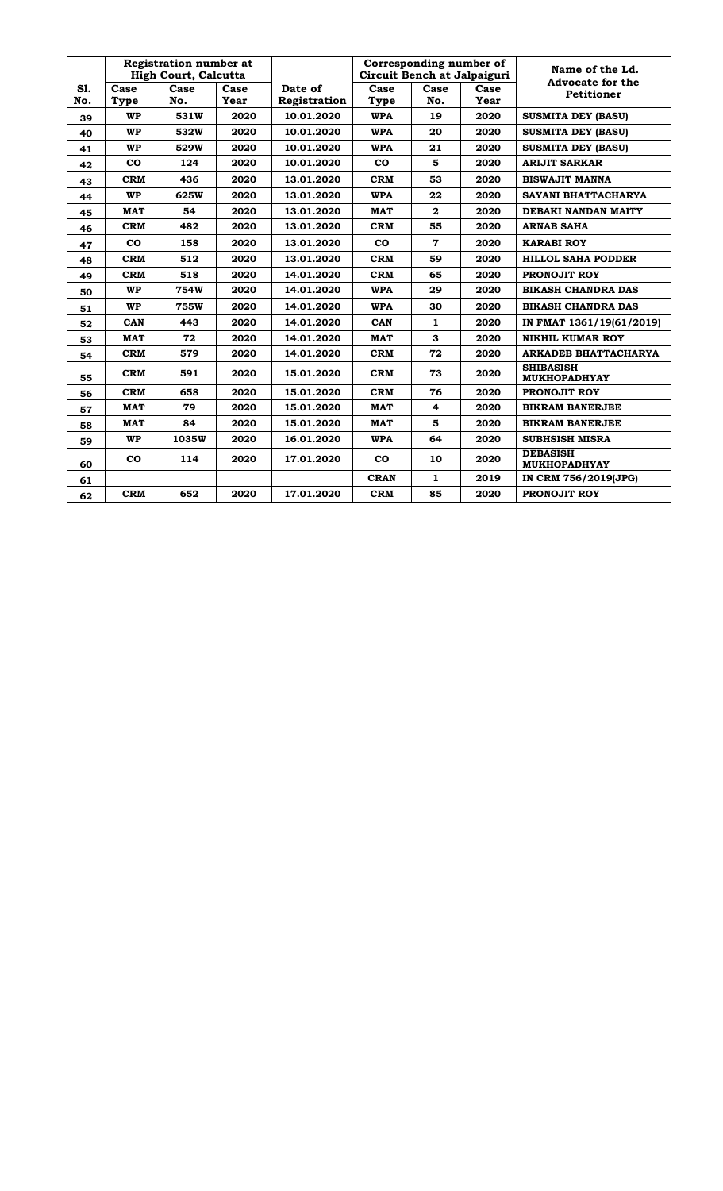| Sl. No. | Registration number at High Court, Calcutta | | | Date of Registration | Corresponding number of Circuit Bench at Jalpaiguri | | | Name of the Ld. Advocate for the Petitioner |
|---|---|---|---|---|---|---|---|---|
| | Case Type | Case No. | Case Year | | Case Type | Case No. | Case Year | |
| 39 | WP | 531W | 2020 | 10.01.2020 | WPA | 19 | 2020 | SUSMITA DEY (BASU) |
| 40 | WP | 532W | 2020 | 10.01.2020 | WPA | 20 | 2020 | SUSMITA DEY (BASU) |
| 41 | WP | 529W | 2020 | 10.01.2020 | WPA | 21 | 2020 | SUSMITA DEY (BASU) |
| 42 | CO | 124 | 2020 | 10.01.2020 | CO | 5 | 2020 | ARIJIT SARKAR |
| 43 | CRM | 436 | 2020 | 13.01.2020 | CRM | 53 | 2020 | BISWAJIT MANNA |
| 44 | WP | 625W | 2020 | 13.01.2020 | WPA | 22 | 2020 | SAYANI BHATTACHARYA |
| 45 | MAT | 54 | 2020 | 13.01.2020 | MAT | 2 | 2020 | DEBAKI NANDAN MAITY |
| 46 | CRM | 482 | 2020 | 13.01.2020 | CRM | 55 | 2020 | ARNAB SAHA |
| 47 | CO | 158 | 2020 | 13.01.2020 | CO | 7 | 2020 | KARABI ROY |
| 48 | CRM | 512 | 2020 | 13.01.2020 | CRM | 59 | 2020 | HILLOL SAHA PODDER |
| 49 | CRM | 518 | 2020 | 14.01.2020 | CRM | 65 | 2020 | PRONOJIT ROY |
| 50 | WP | 754W | 2020 | 14.01.2020 | WPA | 29 | 2020 | BIKASH CHANDRA DAS |
| 51 | WP | 755W | 2020 | 14.01.2020 | WPA | 30 | 2020 | BIKASH CHANDRA DAS |
| 52 | CAN | 443 | 2020 | 14.01.2020 | CAN | 1 | 2020 | IN FMAT 1361/19(61/2019) |
| 53 | MAT | 72 | 2020 | 14.01.2020 | MAT | 3 | 2020 | NIKHIL KUMAR ROY |
| 54 | CRM | 579 | 2020 | 14.01.2020 | CRM | 72 | 2020 | ARKADEB BHATTACHARYA |
| 55 | CRM | 591 | 2020 | 15.01.2020 | CRM | 73 | 2020 | SHIBASISH MUKHOPADHYAY |
| 56 | CRM | 658 | 2020 | 15.01.2020 | CRM | 76 | 2020 | PRONOJIT ROY |
| 57 | MAT | 79 | 2020 | 15.01.2020 | MAT | 4 | 2020 | BIKRAM BANERJEE |
| 58 | MAT | 84 | 2020 | 15.01.2020 | MAT | 5 | 2020 | BIKRAM BANERJEE |
| 59 | WP | 1035W | 2020 | 16.01.2020 | WPA | 64 | 2020 | SUBHSISH MISRA |
| 60 | CO | 114 | 2020 | 17.01.2020 | CO | 10 | 2020 | DEBASISH MUKHOPADHYAY |
| 61 | | | | | CRAN | 1 | 2019 | IN CRM 756/2019(JPG) |
| 62 | CRM | 652 | 2020 | 17.01.2020 | CRM | 85 | 2020 | PRONOJIT ROY |